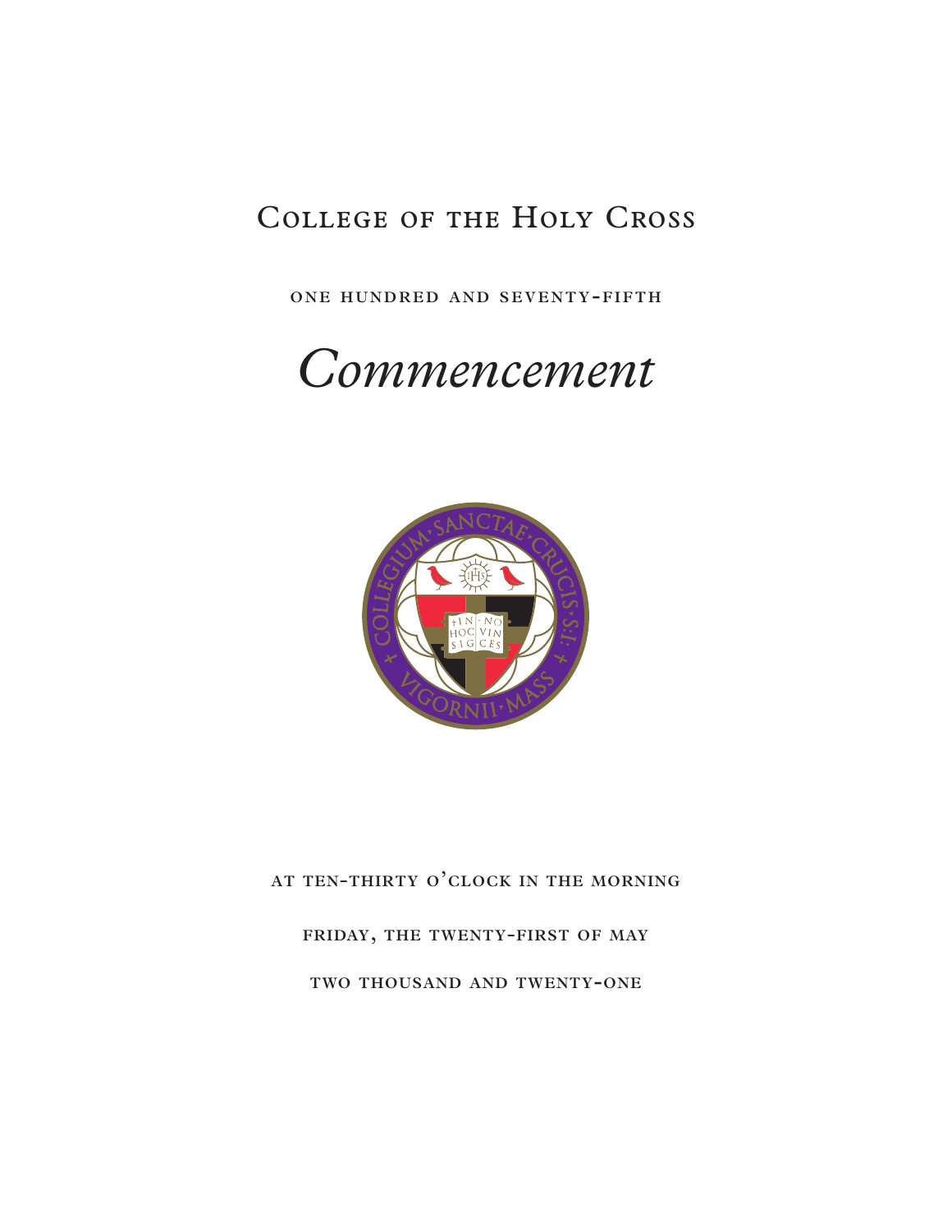# College of the Holy Cross

one hundred and seventy-fifth

# *Commencement*

at ten-thirty o'clock in the morning

friday, the twenty-first of may

two thousand and twenty-one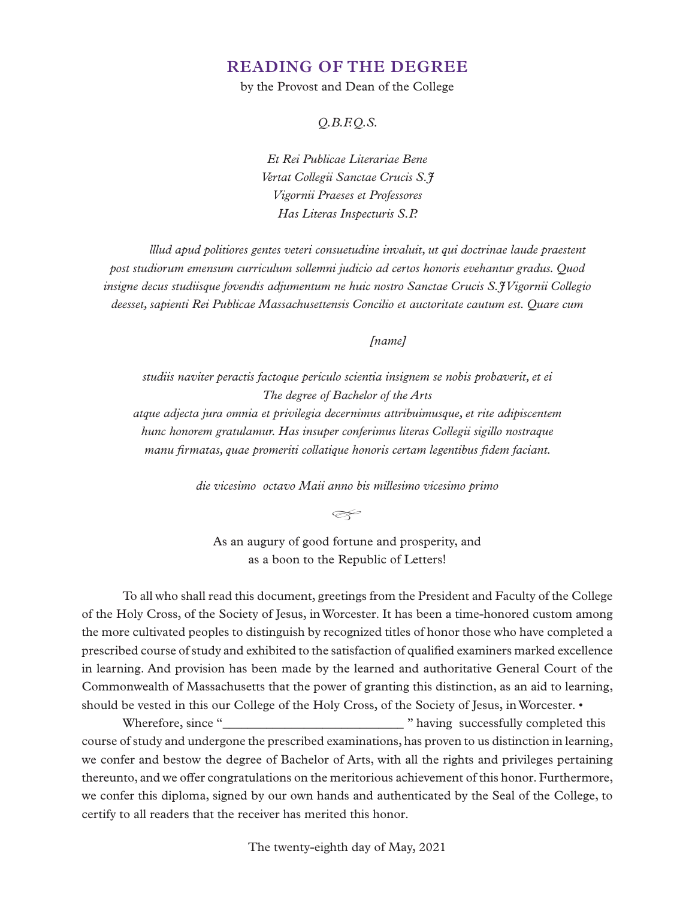## READING OF THE DEGREE

by the Provost and Dean of the College

*Q.B.F.Q.S.*

*Et Rei Publicae Literariae Bene*
*Vertat Collegii Sanctae Crucis S.J*
*Vigornii Praeses et Professores*
*Has Literas Inspecturis S.P.*

*llud apud politiores gentes veteri consuetudine invaluit, ut qui doctrinae laude praestent post studiorum emensum curriculum sollemni judicio ad certos honoris evehantur gradus. Quod insigne decus studiisque fovendis adjumentum ne huic nostro Sanctae Crucis S.J Vigornii Collegio deesset, sapienti Rei Publicae Massachusettensis Concilio et auctoritate cautum est. Quare cum*

*[name]*

*studiis naviter peractis factoque periculo scientia insignem se nobis probaverit, et ei*
*The degree of Bachelor of the Arts*
*atque adjecta jura omnia et privilegia decernimus attribuimusque, et rite adipiscentem hunc honorem gratulamur. Has insuper conferimus literas Collegii sigillo nostraque manu firmatas, quae promeriti collatique honoris certam legentibus fidem faciant.*

*die vicesimo octavo Maii anno bis millesimo vicesimo primo*

As an augury of good fortune and prosperity, and
as a boon to the Republic of Letters!

To all who shall read this document, greetings from the President and Faculty of the College of the Holy Cross, of the Society of Jesus, in Worcester. It has been a time-honored custom among the more cultivated peoples to distinguish by recognized titles of honor those who have completed a prescribed course of study and exhibited to the satisfaction of qualified examiners marked excellence in learning. And provision has been made by the learned and authoritative General Court of the Commonwealth of Massachusetts that the power of granting this distinction, as an aid to learning, should be vested in this our College of the Holy Cross, of the Society of Jesus, in Worcester. •

Wherefore, since "___________________________ " having successfully completed this course of study and undergone the prescribed examinations, has proven to us distinction in learning, we confer and bestow the degree of Bachelor of Arts, with all the rights and privileges pertaining thereunto, and we offer congratulations on the meritorious achievement of this honor. Furthermore, we confer this diploma, signed by our own hands and authenticated by the Seal of the College, to certify to all readers that the receiver has merited this honor.

The twenty-eighth day of May, 2021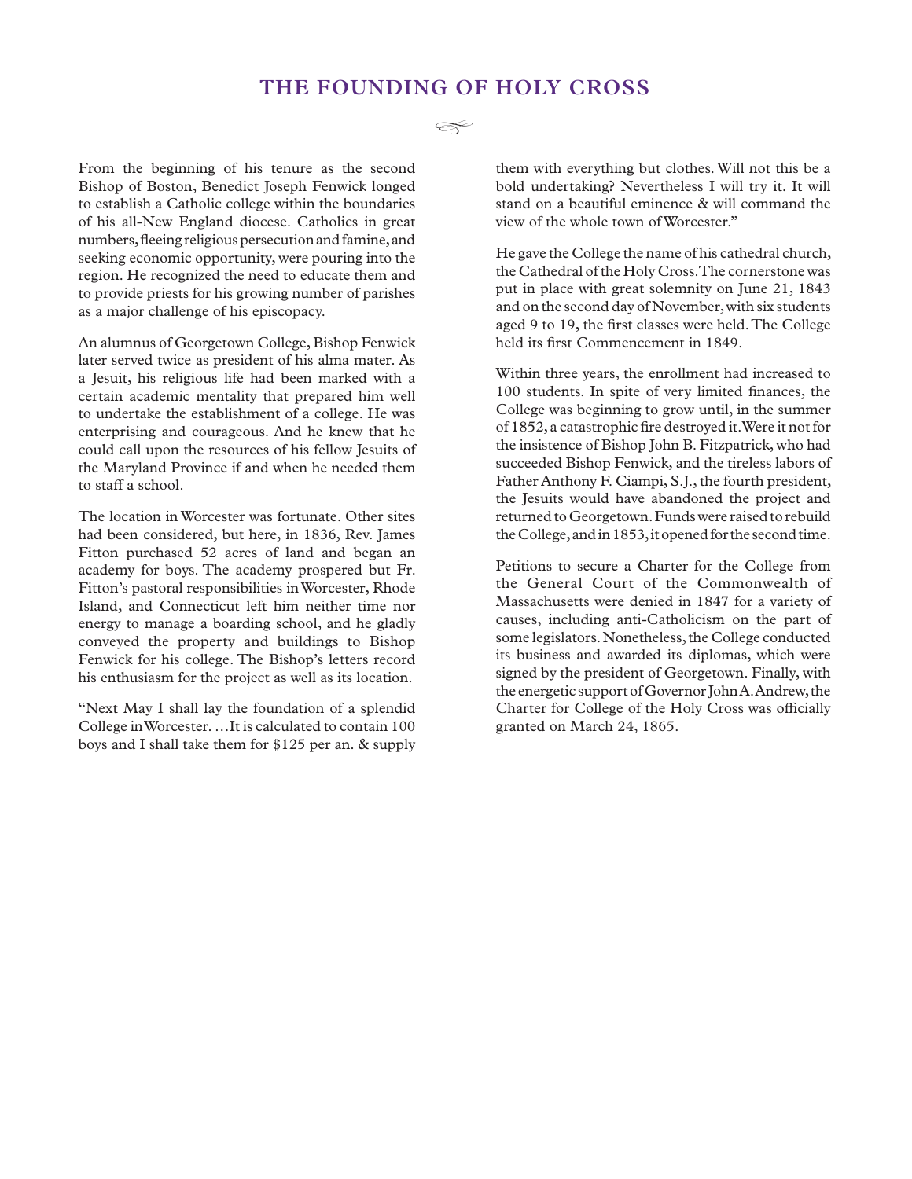# THE FOUNDING OF HOLY CROSS

From the beginning of his tenure as the second Bishop of Boston, Benedict Joseph Fenwick longed to establish a Catholic college within the boundaries of his all-New England diocese. Catholics in great numbers, fleeing religious persecution and famine, and seeking economic opportunity, were pouring into the region. He recognized the need to educate them and to provide priests for his growing number of parishes as a major challenge of his episcopacy.

An alumnus of Georgetown College, Bishop Fenwick later served twice as president of his alma mater. As a Jesuit, his religious life had been marked with a certain academic mentality that prepared him well to undertake the establishment of a college. He was enterprising and courageous. And he knew that he could call upon the resources of his fellow Jesuits of the Maryland Province if and when he needed them to staff a school.

The location in Worcester was fortunate. Other sites had been considered, but here, in 1836, Rev. James Fitton purchased 52 acres of land and began an academy for boys. The academy prospered but Fr. Fitton's pastoral responsibilities in Worcester, Rhode Island, and Connecticut left him neither time nor energy to manage a boarding school, and he gladly conveyed the property and buildings to Bishop Fenwick for his college. The Bishop's letters record his enthusiasm for the project as well as its location.

"Next May I shall lay the foundation of a splendid College in Worcester. …It is calculated to contain 100 boys and I shall take them for $125 per an. & supply them with everything but clothes. Will not this be a bold undertaking? Nevertheless I will try it. It will stand on a beautiful eminence & will command the view of the whole town of Worcester."

He gave the College the name of his cathedral church, the Cathedral of the Holy Cross. The cornerstone was put in place with great solemnity on June 21, 1843 and on the second day of November, with six students aged 9 to 19, the first classes were held. The College held its first Commencement in 1849.

Within three years, the enrollment had increased to 100 students. In spite of very limited finances, the College was beginning to grow until, in the summer of 1852, a catastrophic fire destroyed it. Were it not for the insistence of Bishop John B. Fitzpatrick, who had succeeded Bishop Fenwick, and the tireless labors of Father Anthony F. Ciampi, S.J., the fourth president, the Jesuits would have abandoned the project and returned to Georgetown. Funds were raised to rebuild the College, and in 1853, it opened for the second time.

Petitions to secure a Charter for the College from the General Court of the Commonwealth of Massachusetts were denied in 1847 for a variety of causes, including anti-Catholicism on the part of some legislators. Nonetheless, the College conducted its business and awarded its diplomas, which were signed by the president of Georgetown. Finally, with the energetic support of Governor John A. Andrew, the Charter for College of the Holy Cross was officially granted on March 24, 1865.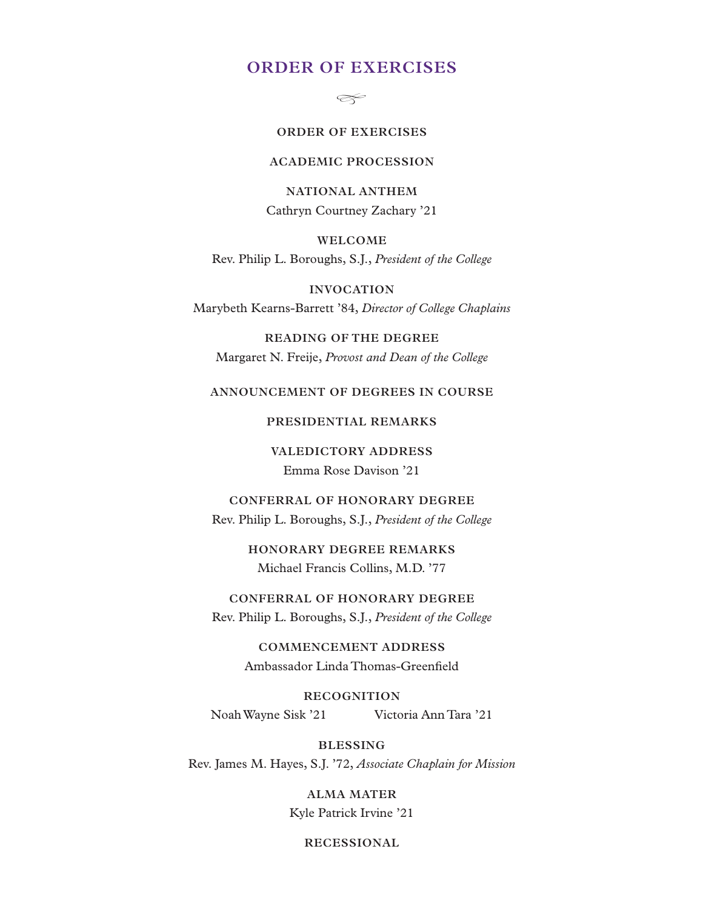# ORDER OF EXERCISES

**ORDER OF EXERCISES**

**ACADEMIC PROCESSION**

**NATIONAL ANTHEM**
Cathryn Courtney Zachary ’21

**WELCOME**
Rev. Philip L. Boroughs, S.J., *President of the College*

**INVOCATION**
Marybeth Kearns-Barrett ’84, *Director of College Chaplains*

**READING OF THE DEGREE**
Margaret N. Freije, *Provost and Dean of the College*

**ANNOUNCEMENT OF DEGREES IN COURSE**

**PRESIDENTIAL REMARKS**

**VALEDICTORY ADDRESS**
Emma Rose Davison ’21

**CONFERRAL OF HONORARY DEGREE**
Rev. Philip L. Boroughs, S.J., *President of the College*

**HONORARY DEGREE REMARKS**
Michael Francis Collins, M.D. ’77

**CONFERRAL OF HONORARY DEGREE**
Rev. Philip L. Boroughs, S.J., *President of the College*

**COMMENCEMENT ADDRESS**
Ambassador Linda Thomas-Greenfield

**RECOGNITION**
Noah Wayne Sisk ’21 Victoria Ann Tara ’21

**BLESSING**
Rev. James M. Hayes, S.J. ’72, *Associate Chaplain for Mission*

**ALMA MATER**
Kyle Patrick Irvine ’21

**RECESSIONAL**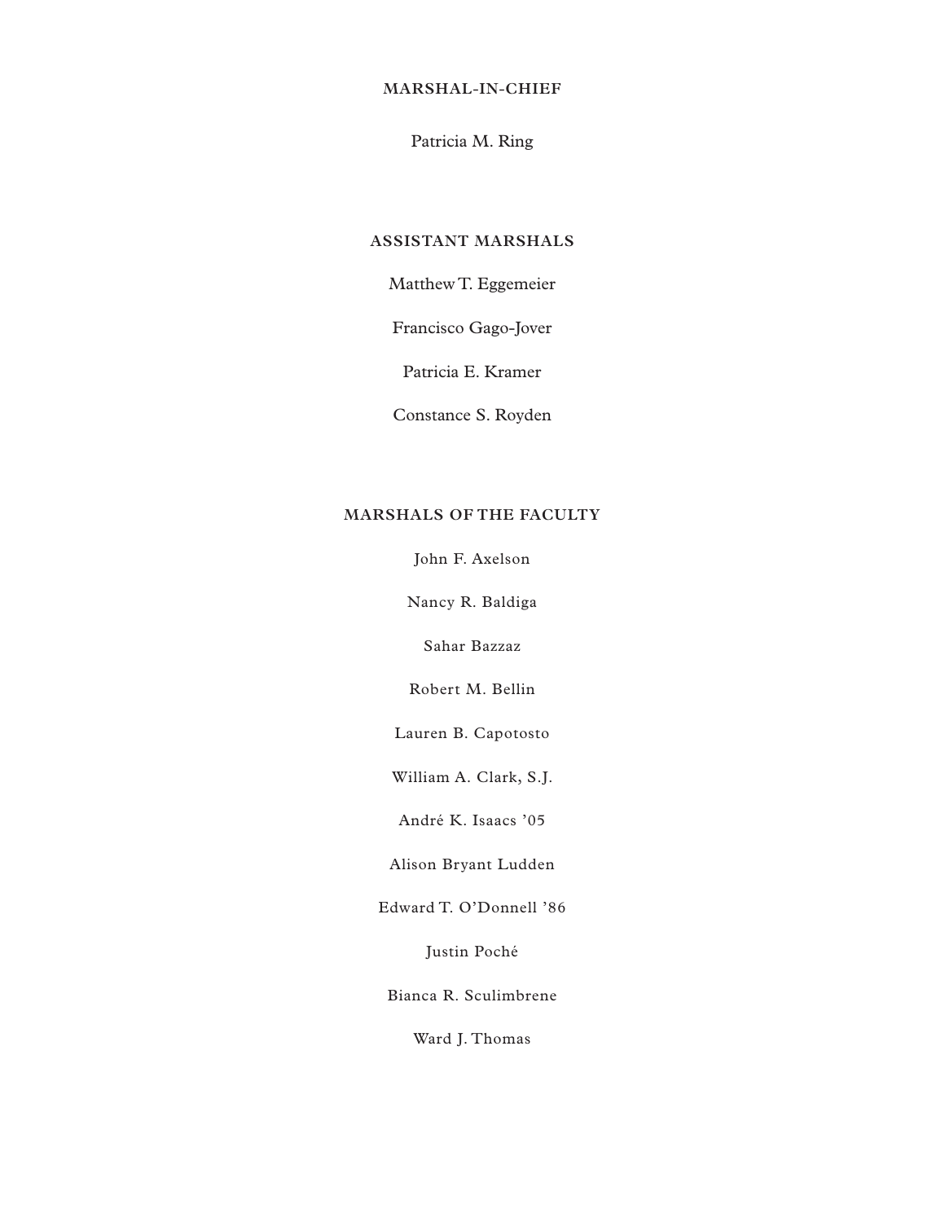## MARSHAL-IN-CHIEF

Patricia M. Ring

## ASSISTANT MARSHALS

Matthew T. Eggemeier

Francisco Gago-Jover

Patricia E. Kramer

Constance S. Royden

## MARSHALS OF THE FACULTY

John F. Axelson

Nancy R. Baldiga

Sahar Bazzaz

Robert M. Bellin

Lauren B. Capotosto

William A. Clark, S.J.

André K. Isaacs ’05

Alison Bryant Ludden

Edward T. O’Donnell ’86

Justin Poché

Bianca R. Sculimbrene

Ward J. Thomas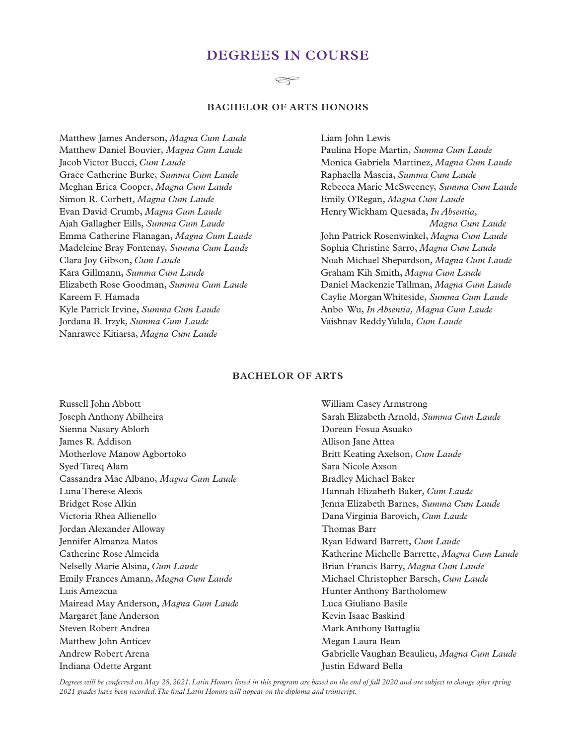# DEGREES IN COURSE

## BACHELOR OF ARTS HONORS

Matthew James Anderson, *Magna Cum Laude*
Matthew Daniel Bouvier, *Magna Cum Laude*
Jacob Victor Bucci, *Cum Laude*
Grace Catherine Burke, *Summa Cum Laude*
Meghan Erica Cooper, *Magna Cum Laude*
Simon R. Corbett, *Magna Cum Laude*
Evan David Crumb, *Magna Cum Laude*
Ajah Gallagher Eills, *Summa Cum Laude*
Emma Catherine Flanagan, *Magna Cum Laude*
Madeleine Bray Fontenay, *Summa Cum Laude*
Clara Joy Gibson, *Cum Laude*
Kara Gillmann, *Summa Cum Laude*
Elizabeth Rose Goodman, *Summa Cum Laude*
Kareem F. Hamada
Kyle Patrick Irvine, *Summa Cum Laude*
Jordana B. Irzyk, *Summa Cum Laude*
Nanrawee Kitiarsa, *Magna Cum Laude*
Liam John Lewis
Paulina Hope Martin, *Summa Cum Laude*
Monica Gabriela Martinez, *Magna Cum Laude*
Raphaella Mascia, *Summa Cum Laude*
Rebecca Marie McSweeney, *Summa Cum Laude*
Emily O'Regan, *Magna Cum Laude*
Henry Wickham Quesada, *In Absentia, Magna Cum Laude*
John Patrick Rosenwinkel, *Magna Cum Laude*
Sophia Christine Sarro, *Magna Cum Laude*
Noah Michael Shepardson, *Magna Cum Laude*
Graham Kih Smith, *Magna Cum Laude*
Daniel Mackenzie Tallman, *Magna Cum Laude*
Caylie Morgan Whiteside, *Summa Cum Laude*
Anbo Wu, *In Absentia, Magna Cum Laude*
Vaishnav Reddy Yalala, *Cum Laude*

## BACHELOR OF ARTS

Russell John Abbott
Joseph Anthony Abilheira
Sienna Nasary Ablorh
James R. Addison
Motherlove Manow Agbortoko
Syed Tareq Alam
Cassandra Mae Albano, *Magna Cum Laude*
Luna Therese Alexis
Bridget Rose Alkin
Victoria Rhea Allienello
Jordan Alexander Alloway
Jennifer Almanza Matos
Catherine Rose Almeida
Nelselly Marie Alsina, *Cum Laude*
Emily Frances Amann, *Magna Cum Laude*
Luis Amezcua
Mairead May Anderson, *Magna Cum Laude*
Margaret Jane Anderson
Steven Robert Andrea
Matthew John Anticev
Andrew Robert Arena
Indiana Odette Argant
William Casey Armstrong
Sarah Elizabeth Arnold, *Summa Cum Laude*
Dorean Fosua Asuako
Allison Jane Attea
Britt Keating Axelson, *Cum Laude*
Sara Nicole Axson
Bradley Michael Baker
Hannah Elizabeth Baker, *Cum Laude*
Jenna Elizabeth Barnes, *Summa Cum Laude*
Dana Virginia Barovich, *Cum Laude*
Thomas Barr
Ryan Edward Barrett, *Cum Laude*
Katherine Michelle Barrette, *Magna Cum Laude*
Brian Francis Barry, *Magna Cum Laude*
Michael Christopher Barsch, *Cum Laude*
Hunter Anthony Bartholomew
Luca Giuliano Basile
Kevin Isaac Baskind
Mark Anthony Battaglia
Megan Laura Bean
Gabrielle Vaughan Beaulieu, *Magna Cum Laude*
Justin Edward Bella

*Degrees will be conferred on May 28, 2021. Latin Honors listed in this program are based on the end of fall 2020 and are subject to change after spring 2021 grades have been recorded. The final Latin Honors will appear on the diploma and transcript.*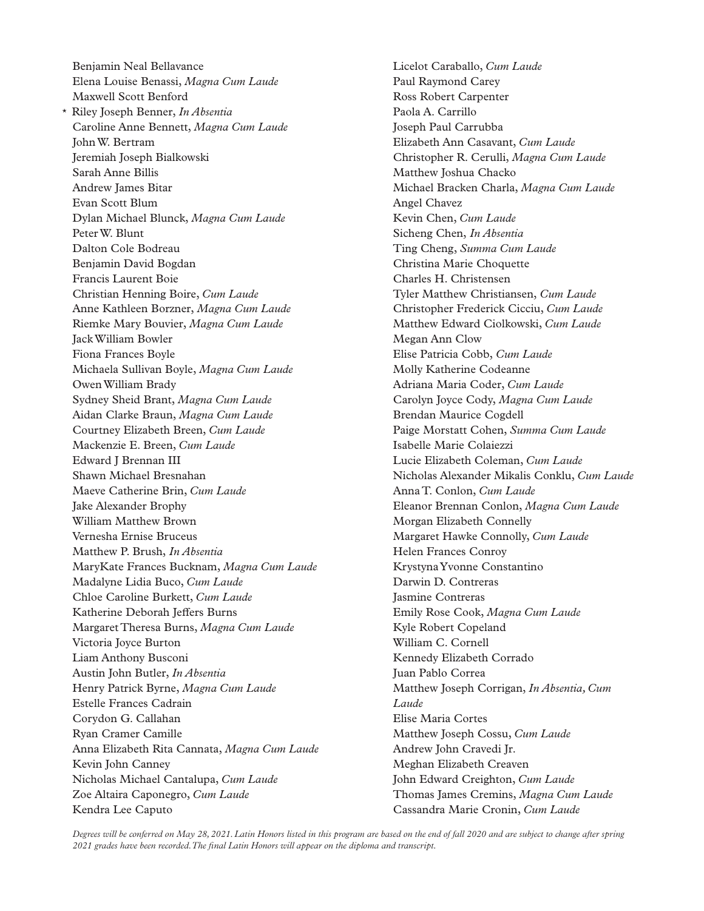Benjamin Neal Bellavance
Elena Louise Benassi, *Magna Cum Laude*
Maxwell Scott Benford
* Riley Joseph Benner, *In Absentia*
Caroline Anne Bennett, *Magna Cum Laude*
John W. Bertram
Jeremiah Joseph Bialkowski
Sarah Anne Billis
Andrew James Bitar
Evan Scott Blum
Dylan Michael Blunck, *Magna Cum Laude*
Peter W. Blunt
Dalton Cole Bodreau
Benjamin David Bogdan
Francis Laurent Boie
Christian Henning Boire, *Cum Laude*
Anne Kathleen Borzner, *Magna Cum Laude*
Riemke Mary Bouvier, *Magna Cum Laude*
Jack William Bowler
Fiona Frances Boyle
Michaela Sullivan Boyle, *Magna Cum Laude*
Owen William Brady
Sydney Sheid Brant, *Magna Cum Laude*
Aidan Clarke Braun, *Magna Cum Laude*
Courtney Elizabeth Breen, *Cum Laude*
Mackenzie E. Breen, *Cum Laude*
Edward J Brennan III
Shawn Michael Bresnahan
Maeve Catherine Brin, *Cum Laude*
Jake Alexander Brophy
William Matthew Brown
Vernesha Ernise Bruceus
Matthew P. Brush, *In Absentia*
MaryKate Frances Bucknam, *Magna Cum Laude*
Madalyne Lidia Buco, *Cum Laude*
Chloe Caroline Burkett, *Cum Laude*
Katherine Deborah Jeffers Burns
Margaret Theresa Burns, *Magna Cum Laude*
Victoria Joyce Burton
Liam Anthony Busconi
Austin John Butler, *In Absentia*
Henry Patrick Byrne, *Magna Cum Laude*
Estelle Frances Cadrain
Corydon G. Callahan
Ryan Cramer Camille
Anna Elizabeth Rita Cannata, *Magna Cum Laude*
Kevin John Canney
Nicholas Michael Cantalupa, *Cum Laude*
Zoe Altaira Caponegro, *Cum Laude*
Kendra Lee Caputo
Licelot Caraballo, *Cum Laude*
Paul Raymond Carey
Ross Robert Carpenter
Paola A. Carrillo
Joseph Paul Carrubba
Elizabeth Ann Casavant, *Cum Laude*
Christopher R. Cerulli, *Magna Cum Laude*
Matthew Joshua Chacko
Michael Bracken Charla, *Magna Cum Laude*
Angel Chavez
Kevin Chen, *Cum Laude*
Sicheng Chen, *In Absentia*
Ting Cheng, *Summa Cum Laude*
Christina Marie Choquette
Charles H. Christensen
Tyler Matthew Christiansen, *Cum Laude*
Christopher Frederick Cicciu, *Cum Laude*
Matthew Edward Ciolkowski, *Cum Laude*
Megan Ann Clow
Elise Patricia Cobb, *Cum Laude*
Molly Katherine Codeanne
Adriana Maria Coder, *Cum Laude*
Carolyn Joyce Cody, *Magna Cum Laude*
Brendan Maurice Cogdell
Paige Morstatt Cohen, *Summa Cum Laude*
Isabelle Marie Colaiezzi
Lucie Elizabeth Coleman, *Cum Laude*
Nicholas Alexander Mikalis Conklu, *Cum Laude*
Anna T. Conlon, *Cum Laude*
Eleanor Brennan Conlon, *Magna Cum Laude*
Morgan Elizabeth Connelly
Margaret Hawke Connolly, *Cum Laude*
Helen Frances Conroy
Krystyna Yvonne Constantino
Darwin D. Contreras
Jasmine Contreras
Emily Rose Cook, *Magna Cum Laude*
Kyle Robert Copeland
William C. Cornell
Kennedy Elizabeth Corrado
Juan Pablo Correa
Matthew Joseph Corrigan, *In Absentia, Cum Laude*
Elise Maria Cortes
Matthew Joseph Cossu, *Cum Laude*
Andrew John Cravedi Jr.
Meghan Elizabeth Creaven
John Edward Creighton, *Cum Laude*
Thomas James Cremins, *Magna Cum Laude*
Cassandra Marie Cronin, *Cum Laude*

*Degrees will be conferred on May 28, 2021. Latin Honors listed in this program are based on the end of fall 2020 and are subject to change after spring 2021 grades have been recorded. The final Latin Honors will appear on the diploma and transcript.*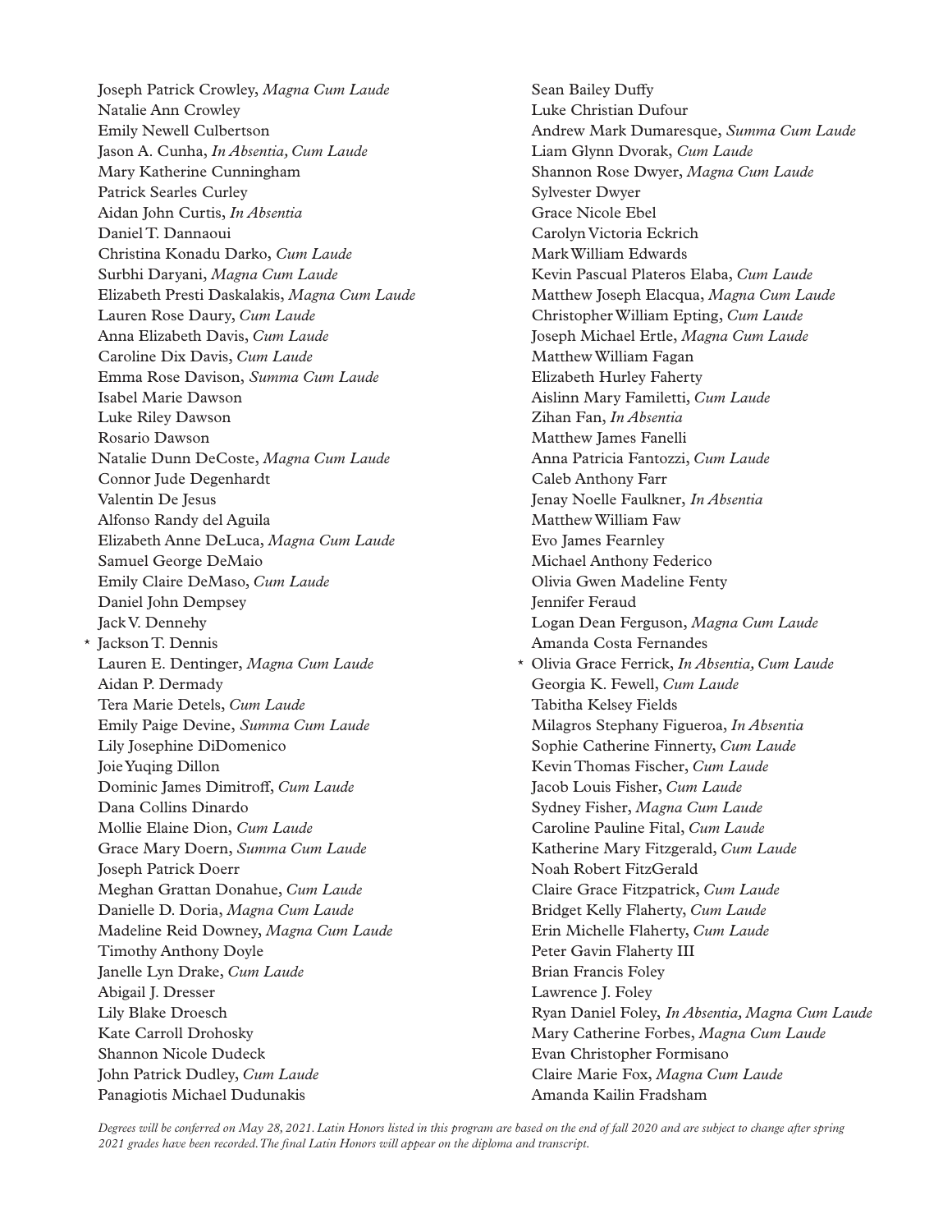Joseph Patrick Crowley, *Magna Cum Laude*
Natalie Ann Crowley
Emily Newell Culbertson
Jason A. Cunha, *In Absentia, Cum Laude*
Mary Katherine Cunningham
Patrick Searles Curley
Aidan John Curtis, *In Absentia*
Daniel T. Dannaoui
Christina Konadu Darko, *Cum Laude*
Surbhi Daryani, *Magna Cum Laude*
Elizabeth Presti Daskalakis, *Magna Cum Laude*
Lauren Rose Daury, *Cum Laude*
Anna Elizabeth Davis, *Cum Laude*
Caroline Dix Davis, *Cum Laude*
Emma Rose Davison, *Summa Cum Laude*
Isabel Marie Dawson
Luke Riley Dawson
Rosario Dawson
Natalie Dunn DeCoste, *Magna Cum Laude*
Connor Jude Degenhardt
Valentin De Jesus
Alfonso Randy del Aguila
Elizabeth Anne DeLuca, *Magna Cum Laude*
Samuel George DeMaio
Emily Claire DeMaso, *Cum Laude*
Daniel John Dempsey
Jack V. Dennehy
* Jackson T. Dennis
Lauren E. Dentinger, *Magna Cum Laude*
Aidan P. Dermady
Tera Marie Detels, *Cum Laude*
Emily Paige Devine, *Summa Cum Laude*
Lily Josephine DiDomenico
Joie Yuqing Dillon
Dominic James Dimitroff, *Cum Laude*
Dana Collins Dinardo
Mollie Elaine Dion, *Cum Laude*
Grace Mary Doern, *Summa Cum Laude*
Joseph Patrick Doerr
Meghan Grattan Donahue, *Cum Laude*
Danielle D. Doria, *Magna Cum Laude*
Madeline Reid Downey, *Magna Cum Laude*
Timothy Anthony Doyle
Janelle Lyn Drake, *Cum Laude*
Abigail J. Dresser
Lily Blake Droesch
Kate Carroll Drohosky
Shannon Nicole Dudeck
John Patrick Dudley, *Cum Laude*
Panagiotis Michael Dudunakis
Sean Bailey Duffy
Luke Christian Dufour
Andrew Mark Dumaresque, *Summa Cum Laude*
Liam Glynn Dvorak, *Cum Laude*
Shannon Rose Dwyer, *Magna Cum Laude*
Sylvester Dwyer
Grace Nicole Ebel
Carolyn Victoria Eckrich
Mark William Edwards
Kevin Pascual Plateros Elaba, *Cum Laude*
Matthew Joseph Elacqua, *Magna Cum Laude*
Christopher William Epting, *Cum Laude*
Joseph Michael Ertle, *Magna Cum Laude*
Matthew William Fagan
Elizabeth Hurley Faherty
Aislinn Mary Familetti, *Cum Laude*
Zihan Fan, *In Absentia*
Matthew James Fanelli
Anna Patricia Fantozzi, *Cum Laude*
Caleb Anthony Farr
Jenay Noelle Faulkner, *In Absentia*
Matthew William Faw
Evo James Fearnley
Michael Anthony Federico
Olivia Gwen Madeline Fenty
Jennifer Feraud
Logan Dean Ferguson, *Magna Cum Laude*
Amanda Costa Fernandes
* Olivia Grace Ferrick, *In Absentia, Cum Laude*
Georgia K. Fewell, *Cum Laude*
Tabitha Kelsey Fields
Milagros Stephany Figueroa, *In Absentia*
Sophie Catherine Finnerty, *Cum Laude*
Kevin Thomas Fischer, *Cum Laude*
Jacob Louis Fisher, *Cum Laude*
Sydney Fisher, *Magna Cum Laude*
Caroline Pauline Fital, *Cum Laude*
Katherine Mary Fitzgerald, *Cum Laude*
Noah Robert FitzGerald
Claire Grace Fitzpatrick, *Cum Laude*
Bridget Kelly Flaherty, *Cum Laude*
Erin Michelle Flaherty, *Cum Laude*
Peter Gavin Flaherty III
Brian Francis Foley
Lawrence J. Foley
Ryan Daniel Foley, *In Absentia, Magna Cum Laude*
Mary Catherine Forbes, *Magna Cum Laude*
Evan Christopher Formisano
Claire Marie Fox, *Magna Cum Laude*
Amanda Kailin Fradsham

*Degrees will be conferred on May 28, 2021. Latin Honors listed in this program are based on the end of fall 2020 and are subject to change after spring 2021 grades have been recorded. The final Latin Honors will appear on the diploma and transcript.*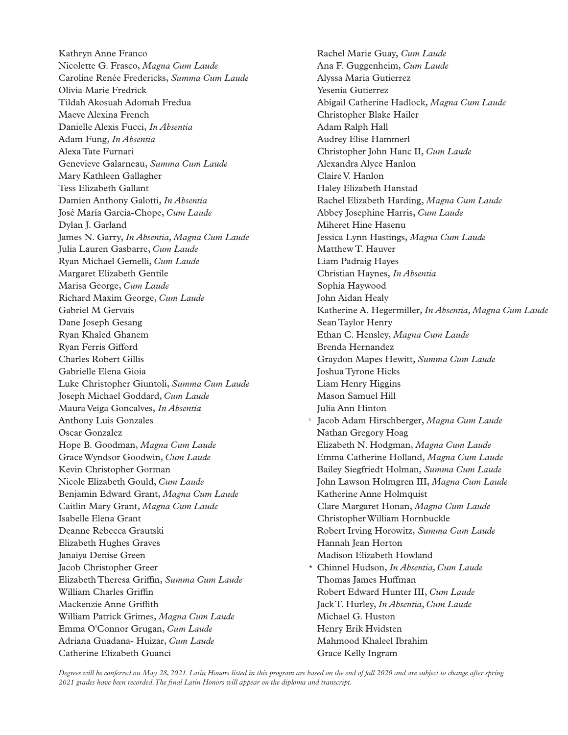Kathryn Anne Franco
Nicolette G. Frasco, *Magna Cum Laude*
Caroline Renée Fredericks, *Summa Cum Laude*
Olivia Marie Fredrick
Tildah Akosuah Adomah Fredua
Maeve Alexina French
Danielle Alexis Fucci, *In Absentia*
Adam Fung, *In Absentia*
Alexa Tate Furnari
Genevieve Galarneau, *Summa Cum Laude*
Mary Kathleen Gallagher
Tess Elizabeth Gallant
Damien Anthony Galotti, *In Absentia*
José María García-Chope, *Cum Laude*
Dylan J. Garland
James N. Garry, *In Absentia, Magna Cum Laude*
Julia Lauren Gasbarre, *Cum Laude*
Ryan Michael Gemelli, *Cum Laude*
Margaret Elizabeth Gentile
Marisa George, *Cum Laude*
Richard Maxim George, *Cum Laude*
Gabriel M Gervais
Dane Joseph Gesang
Ryan Khaled Ghanem
Ryan Ferris Gifford
Charles Robert Gillis
Gabrielle Elena Gioia
Luke Christopher Giuntoli, *Summa Cum Laude*
Joseph Michael Goddard, *Cum Laude*
Maura Veiga Goncalves, *In Absentia*
Anthony Luis Gonzales
Oscar Gonzalez
Hope B. Goodman, *Magna Cum Laude*
Grace Wyndsor Goodwin, *Cum Laude*
Kevin Christopher Gorman
Nicole Elizabeth Gould, *Cum Laude*
Benjamin Edward Grant, *Magna Cum Laude*
Caitlin Mary Grant, *Magna Cum Laude*
Isabelle Elena Grant
Deanne Rebecca Grautski
Elizabeth Hughes Graves
Janaiya Denise Green
Jacob Christopher Greer
Elizabeth Theresa Griffin, *Summa Cum Laude*
William Charles Griffin
Mackenzie Anne Griffith
William Patrick Grimes, *Magna Cum Laude*
Emma O'Connor Grugan, *Cum Laude*
Adriana Guadana- Huizar, *Cum Laude*
Catherine Elizabeth Guanci
Rachel Marie Guay, *Cum Laude*
Ana F. Guggenheim, *Cum Laude*
Alyssa Maria Gutierrez
Yesenia Gutierrez
Abigail Catherine Hadlock, *Magna Cum Laude*
Christopher Blake Hailer
Adam Ralph Hall
Audrey Elise Hammerl
Christopher John Hanc II, *Cum Laude*
Alexandra Alyce Hanlon
Claire V. Hanlon
Haley Elizabeth Hanstad
Rachel Elizabeth Harding, *Magna Cum Laude*
Abbey Josephine Harris, *Cum Laude*
Miheret Hine Hasenu
Jessica Lynn Hastings, *Magna Cum Laude*
Matthew T. Hauver
Liam Padraig Hayes
Christian Haynes, *In Absentia*
Sophia Haywood
John Aidan Healy
Katherine A. Hegermiller, *In Absentia, Magna Cum Laude*
Sean Taylor Henry
Ethan C. Hensley, *Magna Cum Laude*
Brenda Hernandez
Graydon Mapes Hewitt, *Summa Cum Laude*
Joshua Tyrone Hicks
Liam Henry Higgins
Mason Samuel Hill
Julia Ann Hinton
[1] Jacob Adam Hirschberger, *Magna Cum Laude*
Nathan Gregory Hoag
Elizabeth N. Hodgman, *Magna Cum Laude*
Emma Catherine Holland, *Magna Cum Laude*
Bailey Siegfriedt Holman, *Summa Cum Laude*
John Lawson Holmgren III, *Magna Cum Laude*
Katherine Anne Holmquist
Clare Margaret Honan, *Magna Cum Laude*
Christopher William Hornbuckle
Robert Irving Horowitz, *Summa Cum Laude*
Hannah Jean Horton
Madison Elizabeth Howland
* Chinnel Hudson, *In Absentia, Cum Laude*
Thomas James Huffman
Robert Edward Hunter III, *Cum Laude*
Jack T. Hurley, *In Absentia, Cum Laude*
Michael G. Huston
Henry Erik Hvidsten
Mahmood Khaleel Ibrahim
Grace Kelly Ingram

*Degrees will be conferred on May 28, 2021. Latin Honors listed in this program are based on the end of fall 2020 and are subject to change after spring 2021 grades have been recorded. The final Latin Honors will appear on the diploma and transcript.*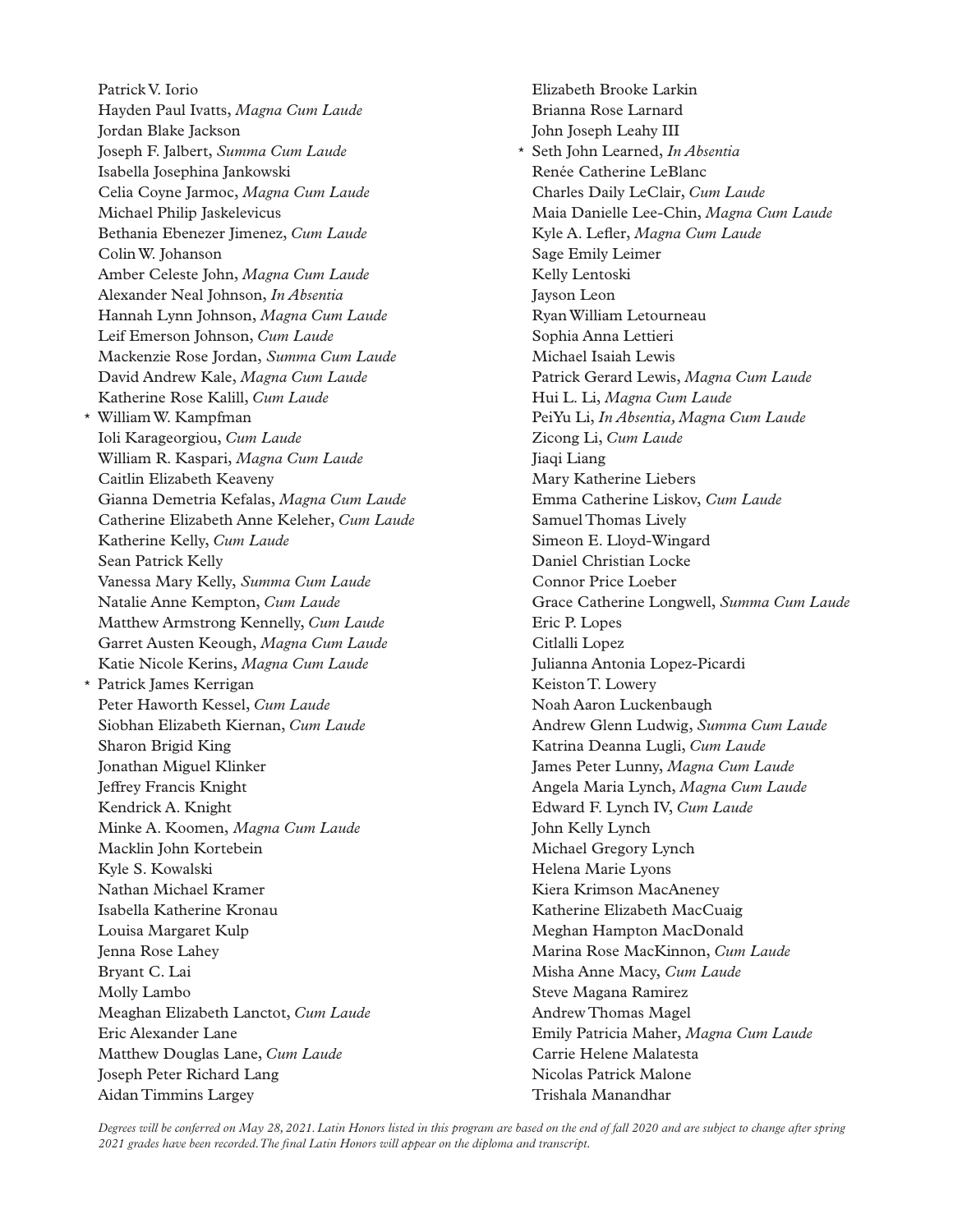Patrick V. Iorio
Hayden Paul Ivatts, *Magna Cum Laude*
Jordan Blake Jackson
Joseph F. Jalbert, *Summa Cum Laude*
Isabella Josephina Jankowski
Celia Coyne Jarmoc, *Magna Cum Laude*
Michael Philip Jaskelevicus
Bethania Ebenezer Jimenez, *Cum Laude*
Colin W. Johanson
Amber Celeste John, *Magna Cum Laude*
Alexander Neal Johnson, *In Absentia*
Hannah Lynn Johnson, *Magna Cum Laude*
Leif Emerson Johnson, *Cum Laude*
Mackenzie Rose Jordan, *Summa Cum Laude*
David Andrew Kale, *Magna Cum Laude*
Katherine Rose Kalill, *Cum Laude*
* William W. Kampfman
Ioli Karageorgiou, *Cum Laude*
William R. Kaspari, *Magna Cum Laude*
Caitlin Elizabeth Keaveny
Gianna Demetria Kefalas, *Magna Cum Laude*
Catherine Elizabeth Anne Keleher, *Cum Laude*
Katherine Kelly, *Cum Laude*
Sean Patrick Kelly
Vanessa Mary Kelly, *Summa Cum Laude*
Natalie Anne Kempton, *Cum Laude*
Matthew Armstrong Kennelly, *Cum Laude*
Garret Austen Keough, *Magna Cum Laude*
Katie Nicole Kerins, *Magna Cum Laude*
* Patrick James Kerrigan
Peter Haworth Kessel, *Cum Laude*
Siobhan Elizabeth Kiernan, *Cum Laude*
Sharon Brigid King
Jonathan Miguel Klinker
Jeffrey Francis Knight
Kendrick A. Knight
Minke A. Koomen, *Magna Cum Laude*
Macklin John Kortebein
Kyle S. Kowalski
Nathan Michael Kramer
Isabella Katherine Kronau
Louisa Margaret Kulp
Jenna Rose Lahey
Bryant C. Lai
Molly Lambo
Meaghan Elizabeth Lanctot, *Cum Laude*
Eric Alexander Lane
Matthew Douglas Lane, *Cum Laude*
Joseph Peter Richard Lang
Aidan Timmins Largey
Elizabeth Brooke Larkin
Brianna Rose Larnard
John Joseph Leahy III
* Seth John Learned, *In Absentia*
Renée Catherine LeBlanc
Charles Daily LeClair, *Cum Laude*
Maia Danielle Lee-Chin, *Magna Cum Laude*
Kyle A. Lefler, *Magna Cum Laude*
Sage Emily Leimer
Kelly Lentoski
Jayson Leon
Ryan William Letourneau
Sophia Anna Lettieri
Michael Isaiah Lewis
Patrick Gerard Lewis, *Magna Cum Laude*
Hui L. Li, *Magna Cum Laude*
PeiYu Li, *In Absentia, Magna Cum Laude*
Zicong Li, *Cum Laude*
Jiaqi Liang
Mary Katherine Liebers
Emma Catherine Liskov, *Cum Laude*
Samuel Thomas Lively
Simeon E. Lloyd-Wingard
Daniel Christian Locke
Connor Price Loeber
Grace Catherine Longwell, *Summa Cum Laude*
Eric P. Lopes
Citlalli Lopez
Julianna Antonia Lopez-Picardi
Keiston T. Lowery
Noah Aaron Luckenbaugh
Andrew Glenn Ludwig, *Summa Cum Laude*
Katrina Deanna Lugli, *Cum Laude*
James Peter Lunny, *Magna Cum Laude*
Angela Maria Lynch, *Magna Cum Laude*
Edward F. Lynch IV, *Cum Laude*
John Kelly Lynch
Michael Gregory Lynch
Helena Marie Lyons
Kiera Krimson MacAneney
Katherine Elizabeth MacCuaig
Meghan Hampton MacDonald
Marina Rose MacKinnon, *Cum Laude*
Misha Anne Macy, *Cum Laude*
Steve Magana Ramirez
Andrew Thomas Magel
Emily Patricia Maher, *Magna Cum Laude*
Carrie Helene Malatesta
Nicolas Patrick Malone
Trishala Manandhar

*Degrees will be conferred on May 28, 2021. Latin Honors listed in this program are based on the end of fall 2020 and are subject to change after spring 2021 grades have been recorded. The final Latin Honors will appear on the diploma and transcript.*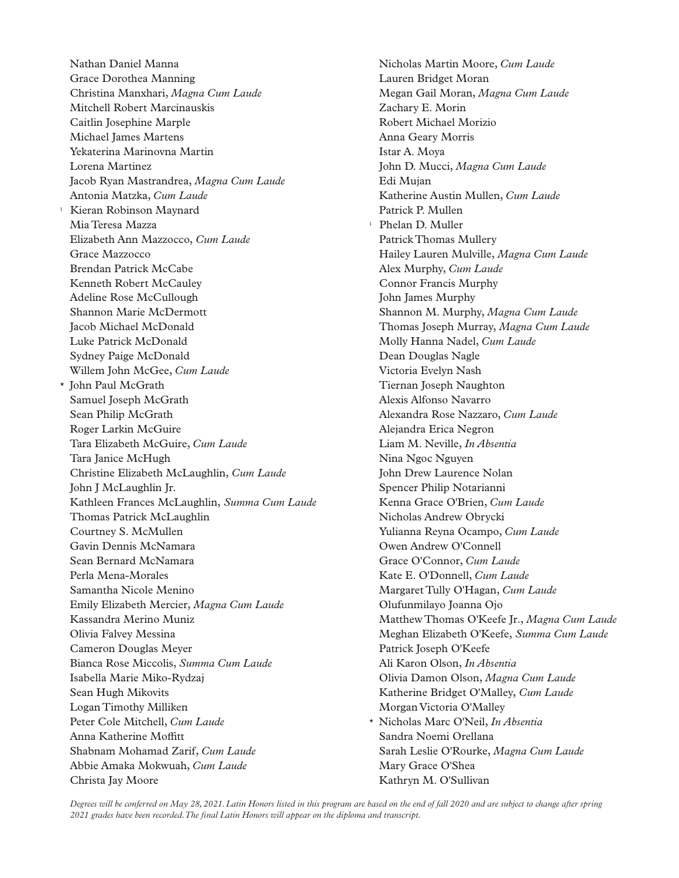Nathan Daniel Manna  
Grace Dorothea Manning  
Christina Manxhari, *Magna Cum Laude*  
Mitchell Robert Marcinauskis  
Caitlin Josephine Marple  
Michael James Martens  
Yekaterina Marinovna Martin  
Lorena Martinez  
Jacob Ryan Mastrandrea, *Magna Cum Laude*  
Antonia Matzka, *Cum Laude*  
[1] Kieran Robinson Maynard  
Mia Teresa Mazza  
Elizabeth Ann Mazzocco, *Cum Laude*  
Grace Mazzocco  
Brendan Patrick McCabe  
Kenneth Robert McCauley  
Adeline Rose McCullough  
Shannon Marie McDermott  
Jacob Michael McDonald  
Luke Patrick McDonald  
Sydney Paige McDonald  
Willem John McGee, *Cum Laude*  
* John Paul McGrath  
Samuel Joseph McGrath  
Sean Philip McGrath  
Roger Larkin McGuire  
Tara Elizabeth McGuire, *Cum Laude*  
Tara Janice McHugh  
Christine Elizabeth McLaughlin, *Cum Laude*  
John J McLaughlin Jr.  
Kathleen Frances McLaughlin, *Summa Cum Laude*  
Thomas Patrick McLaughlin  
Courtney S. McMullen  
Gavin Dennis McNamara  
Sean Bernard McNamara  
Perla Mena-Morales  
Samantha Nicole Menino  
Emily Elizabeth Mercier, *Magna Cum Laude*  
Kassandra Merino Muniz  
Olivia Falvey Messina  
Cameron Douglas Meyer  
Bianca Rose Miccolis, *Summa Cum Laude*  
Isabella Marie Miko-Rydzaj  
Sean Hugh Mikovits  
Logan Timothy Milliken  
Peter Cole Mitchell, *Cum Laude*  
Anna Katherine Moffitt  
Shabnam Mohamad Zarif, *Cum Laude*  
Abbie Amaka Mokwuah, *Cum Laude*  
Christa Jay Moore  
Nicholas Martin Moore, *Cum Laude*  
Lauren Bridget Moran  
Megan Gail Moran, *Magna Cum Laude*  
Zachary E. Morin  
Robert Michael Morizio  
Anna Geary Morris  
Istar A. Moya  
John D. Mucci, *Magna Cum Laude*  
Edi Mujan  
Katherine Austin Mullen, *Cum Laude*  
Patrick P. Mullen  
[1] Phelan D. Muller  
Patrick Thomas Mullery  
Hailey Lauren Mulville, *Magna Cum Laude*  
Alex Murphy, *Cum Laude*  
Connor Francis Murphy  
John James Murphy  
Shannon M. Murphy, *Magna Cum Laude*  
Thomas Joseph Murray, *Magna Cum Laude*  
Molly Hanna Nadel, *Cum Laude*  
Dean Douglas Nagle  
Victoria Evelyn Nash  
Tiernan Joseph Naughton  
Alexis Alfonso Navarro  
Alexandra Rose Nazzaro, *Cum Laude*  
Alejandra Erica Negron  
Liam M. Neville, *In Absentia*  
Nina Ngoc Nguyen  
John Drew Laurence Nolan  
Spencer Philip Notarianni  
Kenna Grace O'Brien, *Cum Laude*  
Nicholas Andrew Obrycki  
Yulianna Reyna Ocampo, *Cum Laude*  
Owen Andrew O'Connell  
Grace O'Connor, *Cum Laude*  
Kate E. O'Donnell, *Cum Laude*  
Margaret Tully O'Hagan, *Cum Laude*  
Olufunmilayo Joanna Ojo  
Matthew Thomas O'Keefe Jr., *Magna Cum Laude*  
Meghan Elizabeth O'Keefe, *Summa Cum Laude*  
Patrick Joseph O'Keefe  
Ali Karon Olson, *In Absentia*  
Olivia Damon Olson, *Magna Cum Laude*  
Katherine Bridget O'Malley, *Cum Laude*  
Morgan Victoria O'Malley  
* Nicholas Marc O'Neil, *In Absentia*  
Sandra Noemi Orellana  
Sarah Leslie O'Rourke, *Magna Cum Laude*  
Mary Grace O'Shea  
Kathryn M. O'Sullivan

*Degrees will be conferred on May 28, 2021. Latin Honors listed in this program are based on the end of fall 2020 and are subject to change after spring 2021 grades have been recorded. The final Latin Honors will appear on the diploma and transcript.*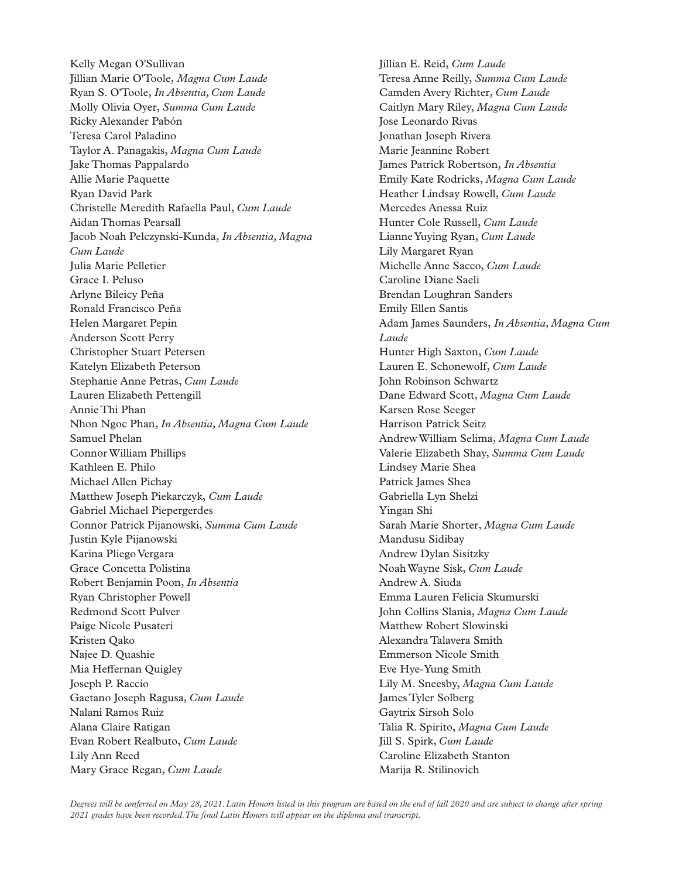Kelly Megan O'Sullivan
Jillian Marie O'Toole, *Magna Cum Laude*
Ryan S. O'Toole, *In Absentia, Cum Laude*
Molly Olivia Oyer, *Summa Cum Laude*
Ricky Alexander Pabón
Teresa Carol Paladino
Taylor A. Panagakis, *Magna Cum Laude*
Jake Thomas Pappalardo
Allie Marie Paquette
Ryan David Park
Christelle Meredith Rafaella Paul, *Cum Laude*
Aidan Thomas Pearsall
Jacob Noah Pelczynski-Kunda, *In Absentia, Magna Cum Laude*
Julia Marie Pelletier
Grace I. Peluso
Arlyne Bileicy Peña
Ronald Francisco Peña
Helen Margaret Pepin
Anderson Scott Perry
Christopher Stuart Petersen
Katelyn Elizabeth Peterson
Stephanie Anne Petras, *Cum Laude*
Lauren Elizabeth Pettengill
Annie Thi Phan
Nhon Ngoc Phan, *In Absentia, Magna Cum Laude*
Samuel Phelan
Connor William Phillips
Kathleen E. Philo
Michael Allen Pichay
Matthew Joseph Piekarczyk, *Cum Laude*
Gabriel Michael Piepergerdes
Connor Patrick Pijanowski, *Summa Cum Laude*
Justin Kyle Pijanowski
Karina Pliego Vergara
Grace Concetta Polistina
Robert Benjamin Poon, *In Absentia*
Ryan Christopher Powell
Redmond Scott Pulver
Paige Nicole Pusateri
Kristen Qako
Najee D. Quashie
Mia Heffernan Quigley
Joseph P. Raccio
Gaetano Joseph Ragusa, *Cum Laude*
Nalani Ramos Ruiz
Alana Claire Ratigan
Evan Robert Realbuto, *Cum Laude*
Lily Ann Reed
Mary Grace Regan, *Cum Laude*
Jillian E. Reid, *Cum Laude*
Teresa Anne Reilly, *Summa Cum Laude*
Camden Avery Richter, *Cum Laude*
Caitlyn Mary Riley, *Magna Cum Laude*
Jose Leonardo Rivas
Jonathan Joseph Rivera
Marie Jeannine Robert
James Patrick Robertson, *In Absentia*
Emily Kate Rodricks, *Magna Cum Laude*
Heather Lindsay Rowell, *Cum Laude*
Mercedes Anessa Ruiz
Hunter Cole Russell, *Cum Laude*
Lianne Yuying Ryan, *Cum Laude*
Lily Margaret Ryan
Michelle Anne Sacco, *Cum Laude*
Caroline Diane Saeli
Brendan Loughran Sanders
Emily Ellen Santis
Adam James Saunders, *In Absentia, Magna Cum Laude*
Hunter High Saxton, *Cum Laude*
Lauren E. Schonewolf, *Cum Laude*
John Robinson Schwartz
Dane Edward Scott, *Magna Cum Laude*
Karsen Rose Seeger
Harrison Patrick Seitz
Andrew William Selima, *Magna Cum Laude*
Valerie Elizabeth Shay, *Summa Cum Laude*
Lindsey Marie Shea
Patrick James Shea
Gabriella Lyn Shelzi
Yingan Shi
Sarah Marie Shorter, *Magna Cum Laude*
Mandusu Sidibay
Andrew Dylan Sisitzky
Noah Wayne Sisk, *Cum Laude*
Andrew A. Siuda
Emma Lauren Felicia Skumurski
John Collins Slania, *Magna Cum Laude*
Matthew Robert Slowinski
Alexandra Talavera Smith
Emmerson Nicole Smith
Eve Hye-Yung Smith
Lily M. Sneesby, *Magna Cum Laude*
James Tyler Solberg
Gaytrix Sirsoh Solo
Talia R. Spirito, *Magna Cum Laude*
Jill S. Spirk, *Cum Laude*
Caroline Elizabeth Stanton
Marija R. Stilinovich

*Degrees will be conferred on May 28, 2021. Latin Honors listed in this program are based on the end of fall 2020 and are subject to change after spring 2021 grades have been recorded. The final Latin Honors will appear on the diploma and transcript.*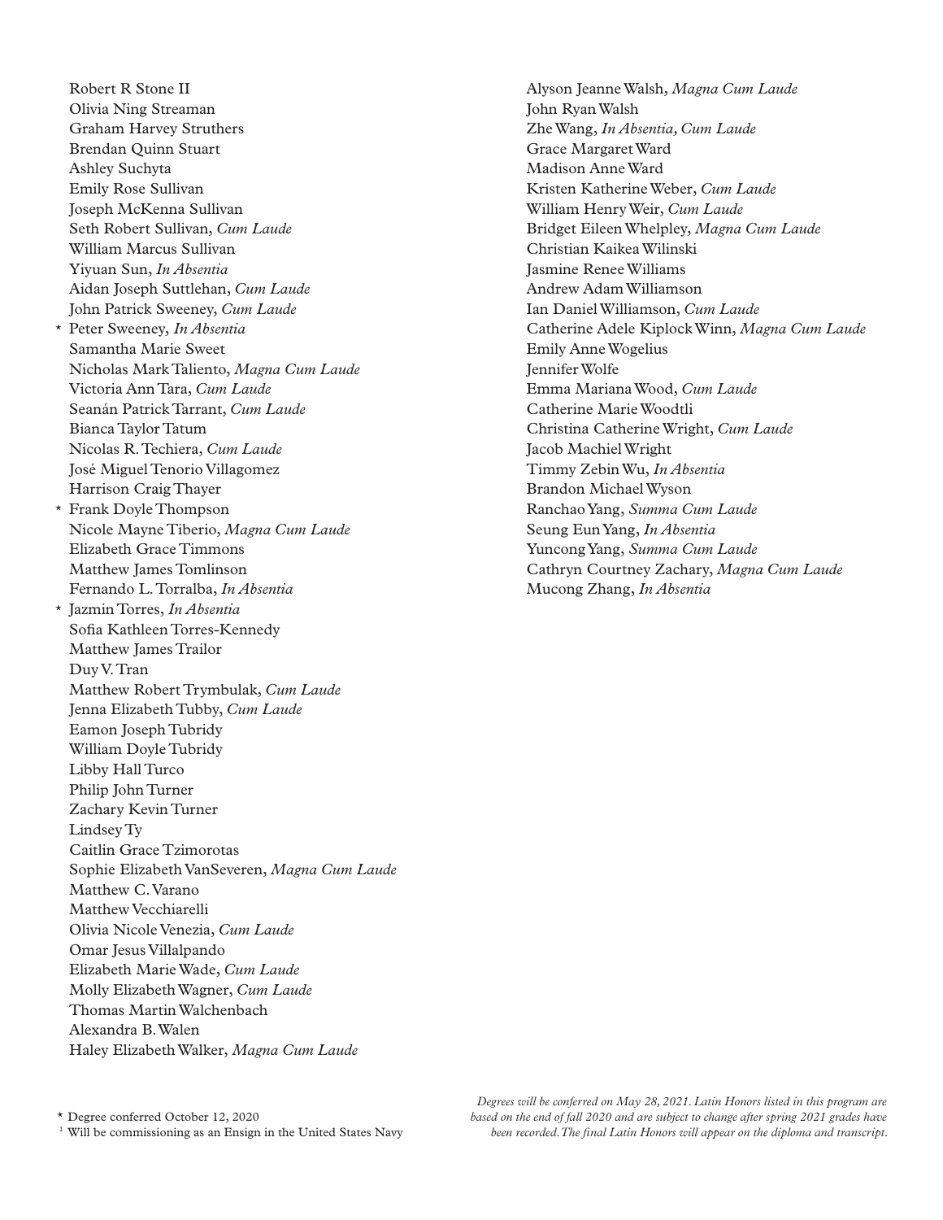Robert R Stone II
Olivia Ning Streaman
Graham Harvey Struthers
Brendan Quinn Stuart
Ashley Suchyta
Emily Rose Sullivan
Joseph McKenna Sullivan
Seth Robert Sullivan, *Cum Laude*
William Marcus Sullivan
Yiyuan Sun, *In Absentia*
Aidan Joseph Suttlehan, *Cum Laude*
John Patrick Sweeney, *Cum Laude*
\* Peter Sweeney, *In Absentia*
Samantha Marie Sweet
Nicholas Mark Taliento, *Magna Cum Laude*
Victoria Ann Tara, *Cum Laude*
Seanán Patrick Tarrant, *Cum Laude*
Bianca Taylor Tatum
Nicolas R. Techiera, *Cum Laude*
José Miguel Tenorio Villagomez
Harrison Craig Thayer
\* Frank Doyle Thompson
Nicole Mayne Tiberio, *Magna Cum Laude*
Elizabeth Grace Timmons
Matthew James Tomlinson
Fernando L. Torralba, *In Absentia*
\* Jazmin Torres, *In Absentia*
Sofia Kathleen Torres-Kennedy
Matthew James Trailor
Duy V. Tran
Matthew Robert Trymbulak, *Cum Laude*
Jenna Elizabeth Tubby, *Cum Laude*
Eamon Joseph Tubridy
William Doyle Tubridy
Libby Hall Turco
Philip John Turner
Zachary Kevin Turner
Lindsey Ty
Caitlin Grace Tzimorotas
Sophie Elizabeth VanSeveren, *Magna Cum Laude*
Matthew C. Varano
Matthew Vecchiarelli
Olivia Nicole Venezia, *Cum Laude*
Omar Jesus Villalpando
Elizabeth Marie Wade, *Cum Laude*
Molly Elizabeth Wagner, *Cum Laude*
Thomas Martin Walchenbach
Alexandra B. Walen
Haley Elizabeth Walker, *Magna Cum Laude*
Alyson Jeanne Walsh, *Magna Cum Laude*
John Ryan Walsh
Zhe Wang, *In Absentia, Cum Laude*
Grace Margaret Ward
Madison Anne Ward
Kristen Katherine Weber, *Cum Laude*
William Henry Weir, *Cum Laude*
Bridget Eileen Whelpley, *Magna Cum Laude*
Christian Kaikea Wilinski
Jasmine Renee Williams
Andrew Adam Williamson
Ian Daniel Williamson, *Cum Laude*
Catherine Adele Kiplock Winn, *Magna Cum Laude*
Emily Anne Wogelius
Jennifer Wolfe
Emma Mariana Wood, *Cum Laude*
Catherine Marie Woodtli
Christina Catherine Wright, *Cum Laude*
Jacob Machiel Wright
Timmy Zebin Wu, *In Absentia*
Brandon Michael Wyson
Ranchao Yang, *Summa Cum Laude*
Seung Eun Yang, *In Absentia*
Yuncong Yang, *Summa Cum Laude*
Cathryn Courtney Zachary, *Magna Cum Laude*
Mucong Zhang, *In Absentia*

\* Degree conferred October 12, 2020
[1] Will be commissioning as an Ensign in the United States Navy

*Degrees will be conferred on May 28, 2021. Latin Honors listed in this program are based on the end of fall 2020 and are subject to change after spring 2021 grades have been recorded. The final Latin Honors will appear on the diploma and transcript.*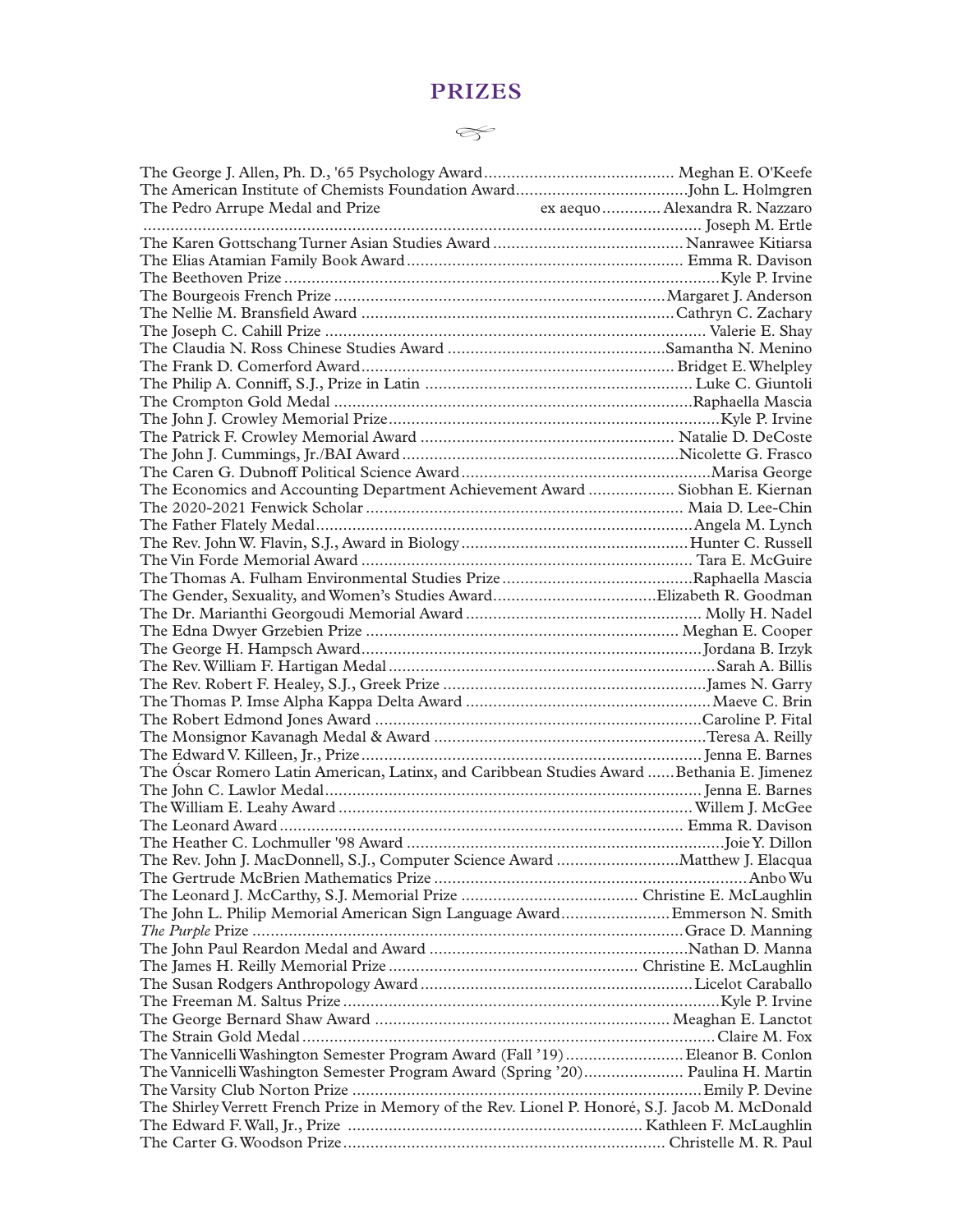# PRIZES

The George J. Allen, Ph. D., '65 Psychology Award .......................................... Meghan E. O'Keefe
The American Institute of Chemists Foundation Award......................................John L. Holmgren
The Pedro Arrupe Medal and Prize ex aequo............. Alexandra R. Nazzaro
............................................................................................................................ Joseph M. Ertle
The Karen Gottschang Turner Asian Studies Award .......................................... Nanrawee Kitiarsa
The Elias Atamian Family Book Award............................................................. Emma R. Davison
The Beethoven Prize .................................................................................................Kyle P. Irvine
The Bourgeois French Prize ..........................................................................Margaret J. Anderson
The Nellie M. Bransfield Award .....................................................................Cathryn C. Zachary
The Joseph C. Cahill Prize .................................................................................... Valerie E. Shay
The Claudia N. Ross Chinese Studies Award .................................................Samantha N. Menino
The Frank D. Comerford Award..................................................................... Bridget E. Whelpley
The Philip A. Conniff, S.J., Prize in Latin ........................................................... Luke C. Giuntoli
The Crompton Gold Medal ...............................................................................Raphaella Mascia
The John J. Crowley Memorial Prize.........................................................................Kyle P. Irvine
The Patrick F. Crowley Memorial Award ........................................................ Natalie D. DeCoste
The John J. Cummings, Jr./BAI Award .............................................................Nicolette G. Frasco
The Caren G. Dubnoff Political Science Award.......................................................Marisa George
The Economics and Accounting Department Achievement Award ................... Siobhan E. Kiernan
The 2020-2021 Fenwick Scholar ....................................................................... Maia D. Lee-Chin
The Father Flately Medal...................................................................................Angela M. Lynch
The Rev. John W. Flavin, S.J., Award in Biology ..................................................Hunter C. Russell
The Vin Forde Memorial Award .......................................................................... Tara E. McGuire
The Thomas A. Fulham Environmental Studies Prize..........................................Raphaella Mascia
The Gender, Sexuality, and Women's Studies Award....................................Elizabeth R. Goodman
The Dr. Marianthi Georgoudi Memorial Award .................................................... Molly H. Nadel
The Edna Dwyer Grzebien Prize ..................................................................... Meghan E. Cooper
The George H. Hampsch Award...........................................................................Jordana B. Irzyk
The Rev. William F. Hartigan Medal........................................................................Sarah A. Billis
The Rev. Robert F. Healey, S.J., Greek Prize ..........................................................James N. Garry
The Thomas P. Imse Alpha Kappa Delta Award ......................................................Maeve C. Brin
The Robert Edmond Jones Award ........................................................................Caroline P. Fital
The Monsignor Kavanagh Medal & Award ............................................................Teresa A. Reilly
The Edward V. Killeen, Jr., Prize........................................................................... Jenna E. Barnes
The Óscar Romero Latin American, Latinx, and Caribbean Studies Award ......Bethania E. Jimenez
The John C. Lawlor Medal...................................................................................Jenna E. Barnes
The William E. Leahy Award ..............................................................................Willem J. McGee
The Leonard Award ......................................................................................... Emma R. Davison
The Heather C. Lochmuller '98 Award .......................................................................Joie Y. Dillon
The Rev. John J. MacDonnell, S.J., Computer Science Award ...........................Matthew J. Elacqua
The Gertrude McBrien Mathematics Prize .....................................................................Anbo Wu
The Leonard J. McCarthy, S.J. Memorial Prize ....................................... Christine E. McLaughlin
The John L. Philip Memorial American Sign Language Award........................Emmerson N. Smith
*The Purple* Prize ...............................................................................................Grace D. Manning
The John Paul Reardon Medal and Award .........................................................Nathan D. Manna
The James H. Reilly Memorial Prize ....................................................... Christine E. McLaughlin
The Susan Rodgers Anthropology Award ............................................................Licelot Caraballo
The Freeman M. Saltus Prize ...................................................................................Kyle P. Irvine
The George Bernard Shaw Award ................................................................. Meaghan E. Lanctot
The Strain Gold Medal..........................................................................................Claire M. Fox
The Vannicelli Washington Semester Program Award (Fall '19)..........................Eleanor B. Conlon
The Vannicelli Washington Semester Program Award (Spring '20)...................... Paulina H. Martin
The Varsity Club Norton Prize .............................................................................Emily P. Devine
The Shirley Verrett French Prize in Memory of the Rev. Lionel P. Honoré, S.J. Jacob M. McDonald
The Edward F. Wall, Jr., Prize .................................................................. Kathleen F. McLaughlin
The Carter G. Woodson Prize....................................................................... Christelle M. R. Paul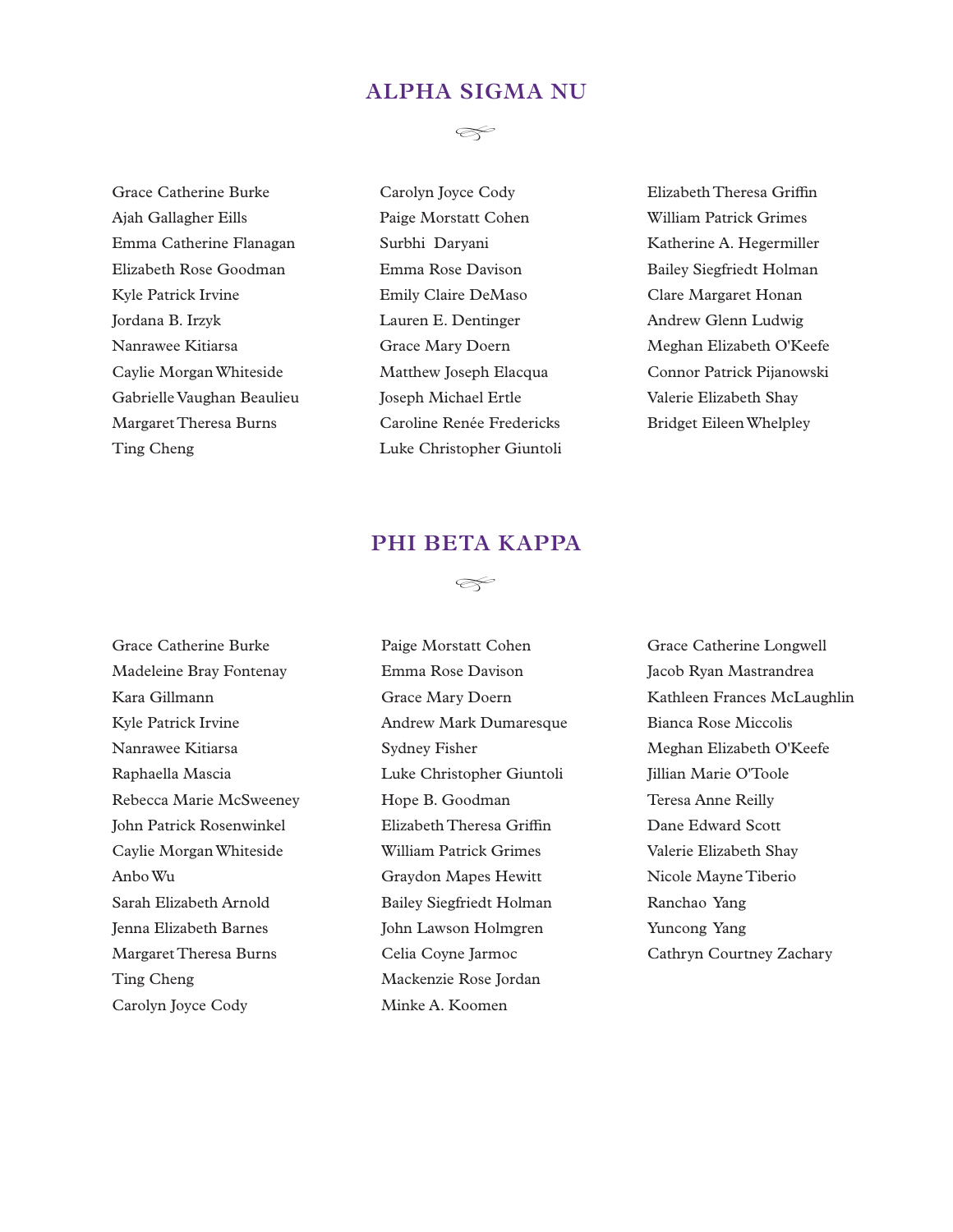## ALPHA SIGMA NU

Grace Catherine Burke
Ajah Gallagher Eills
Emma Catherine Flanagan
Elizabeth Rose Goodman
Kyle Patrick Irvine
Jordana B. Irzyk
Nanrawee Kitiarsa
Caylie Morgan Whiteside
Gabrielle Vaughan Beaulieu
Margaret Theresa Burns
Ting Cheng
Carolyn Joyce Cody
Paige Morstatt Cohen
Surbhi Daryani
Emma Rose Davison
Emily Claire DeMaso
Lauren E. Dentinger
Grace Mary Doern
Matthew Joseph Elacqua
Joseph Michael Ertle
Caroline Renée Fredericks
Luke Christopher Giuntoli
Elizabeth Theresa Griffin
William Patrick Grimes
Katherine A. Hegermiller
Bailey Siegfriedt Holman
Clare Margaret Honan
Andrew Glenn Ludwig
Meghan Elizabeth O'Keefe
Connor Patrick Pijanowski
Valerie Elizabeth Shay
Bridget Eileen Whelpley

## PHI BETA KAPPA

Grace Catherine Burke
Madeleine Bray Fontenay
Kara Gillmann
Kyle Patrick Irvine
Nanrawee Kitiarsa
Raphaella Mascia
Rebecca Marie McSweeney
John Patrick Rosenwinkel
Caylie Morgan Whiteside
Anbo Wu
Sarah Elizabeth Arnold
Jenna Elizabeth Barnes
Margaret Theresa Burns
Ting Cheng
Carolyn Joyce Cody
Paige Morstatt Cohen
Emma Rose Davison
Grace Mary Doern
Andrew Mark Dumaresque
Sydney Fisher
Luke Christopher Giuntoli
Hope B. Goodman
Elizabeth Theresa Griffin
William Patrick Grimes
Graydon Mapes Hewitt
Bailey Siegfriedt Holman
John Lawson Holmgren
Celia Coyne Jarmoc
Mackenzie Rose Jordan
Minke A. Koomen
Grace Catherine Longwell
Jacob Ryan Mastrandrea
Kathleen Frances McLaughlin
Bianca Rose Miccolis
Meghan Elizabeth O'Keefe
Jillian Marie O'Toole
Teresa Anne Reilly
Dane Edward Scott
Valerie Elizabeth Shay
Nicole Mayne Tiberio
Ranchao Yang
Yuncong Yang
Cathryn Courtney Zachary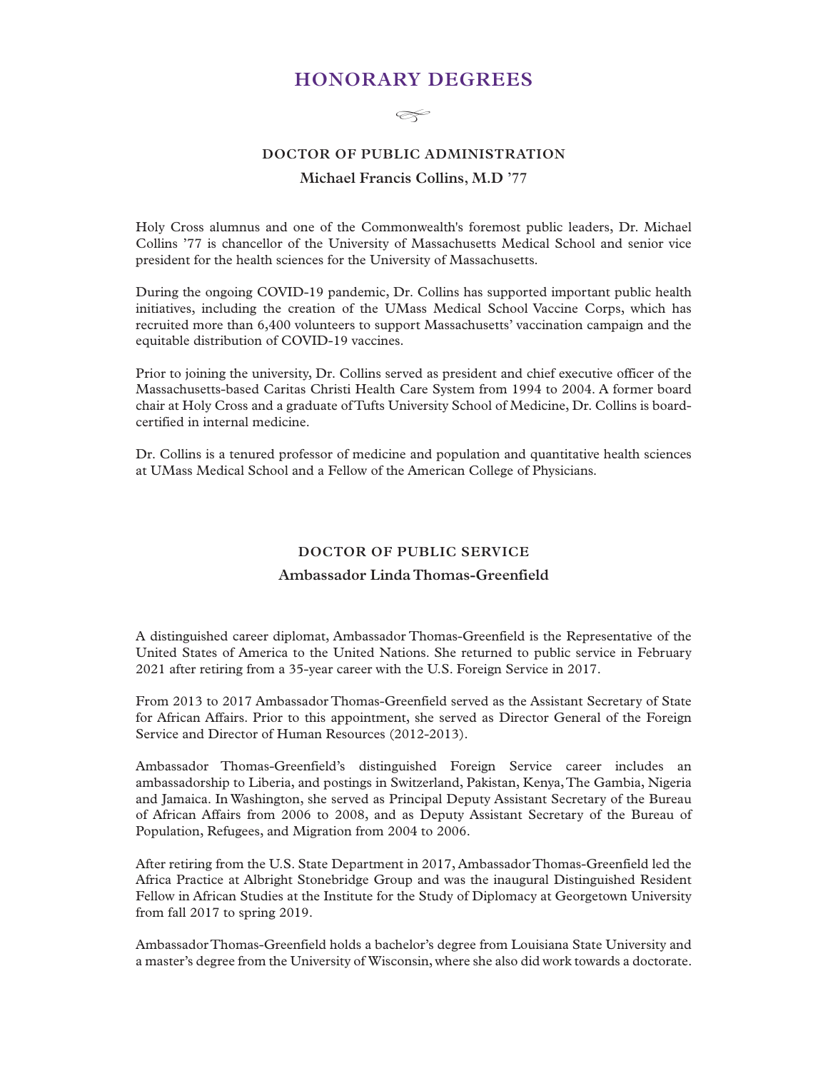# HONORARY DEGREES

### DOCTOR OF PUBLIC ADMINISTRATION

**Michael Francis Collins, M.D '77**

Holy Cross alumnus and one of the Commonwealth's foremost public leaders, Dr. Michael Collins '77 is chancellor of the University of Massachusetts Medical School and senior vice president for the health sciences for the University of Massachusetts.

During the ongoing COVID-19 pandemic, Dr. Collins has supported important public health initiatives, including the creation of the UMass Medical School Vaccine Corps, which has recruited more than 6,400 volunteers to support Massachusetts' vaccination campaign and the equitable distribution of COVID-19 vaccines.

Prior to joining the university, Dr. Collins served as president and chief executive officer of the Massachusetts-based Caritas Christi Health Care System from 1994 to 2004. A former board chair at Holy Cross and a graduate of Tufts University School of Medicine, Dr. Collins is board-certified in internal medicine.

Dr. Collins is a tenured professor of medicine and population and quantitative health sciences at UMass Medical School and a Fellow of the American College of Physicians.

### DOCTOR OF PUBLIC SERVICE

**Ambassador Linda Thomas-Greenfield**

A distinguished career diplomat, Ambassador Thomas-Greenfield is the Representative of the United States of America to the United Nations. She returned to public service in February 2021 after retiring from a 35-year career with the U.S. Foreign Service in 2017.

From 2013 to 2017 Ambassador Thomas-Greenfield served as the Assistant Secretary of State for African Affairs. Prior to this appointment, she served as Director General of the Foreign Service and Director of Human Resources (2012-2013).

Ambassador Thomas-Greenfield's distinguished Foreign Service career includes an ambassadorship to Liberia, and postings in Switzerland, Pakistan, Kenya, The Gambia, Nigeria and Jamaica. In Washington, she served as Principal Deputy Assistant Secretary of the Bureau of African Affairs from 2006 to 2008, and as Deputy Assistant Secretary of the Bureau of Population, Refugees, and Migration from 2004 to 2006.

After retiring from the U.S. State Department in 2017, Ambassador Thomas-Greenfield led the Africa Practice at Albright Stonebridge Group and was the inaugural Distinguished Resident Fellow in African Studies at the Institute for the Study of Diplomacy at Georgetown University from fall 2017 to spring 2019.

Ambassador Thomas-Greenfield holds a bachelor's degree from Louisiana State University and a master's degree from the University of Wisconsin, where she also did work towards a doctorate.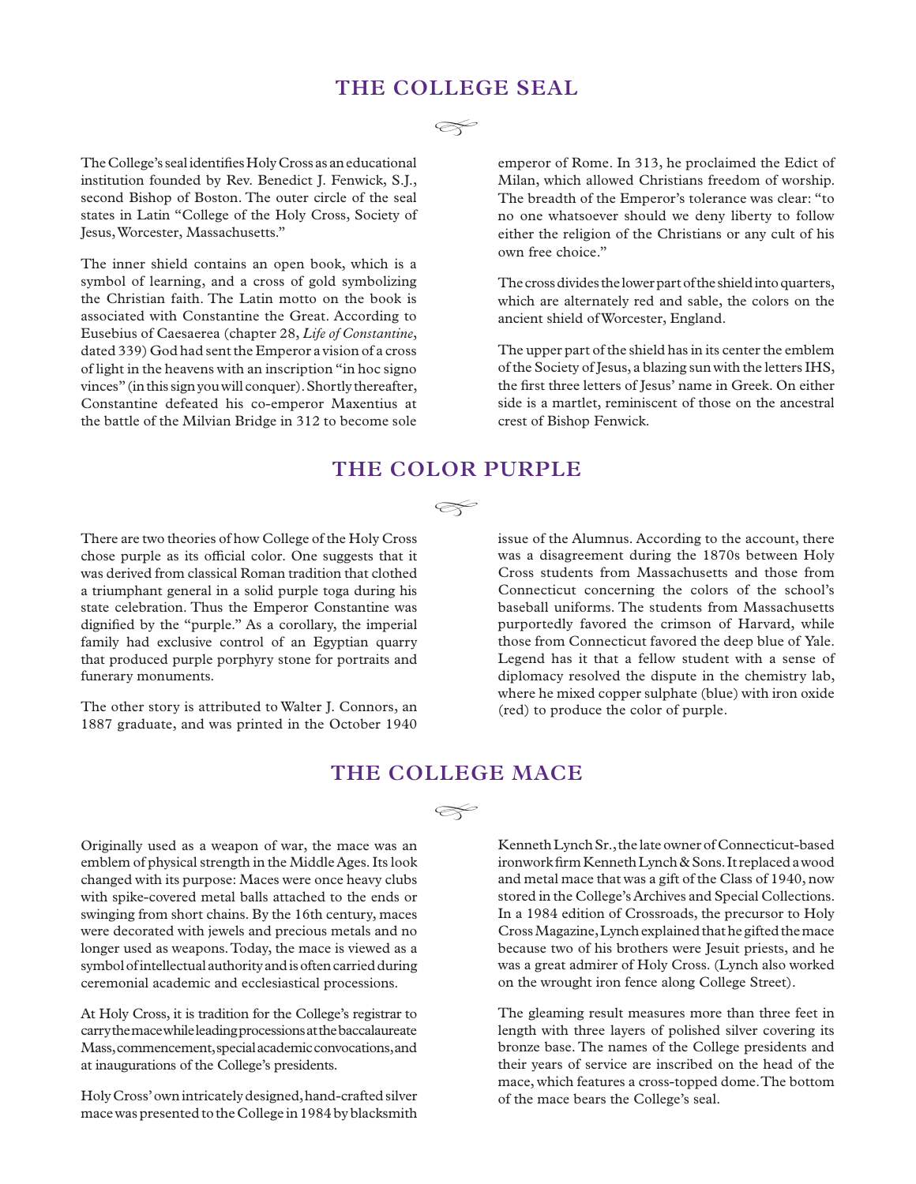## THE COLLEGE SEAL

The College's seal identifies Holy Cross as an educational institution founded by Rev. Benedict J. Fenwick, S.J., second Bishop of Boston. The outer circle of the seal states in Latin "College of the Holy Cross, Society of Jesus, Worcester, Massachusetts."

The inner shield contains an open book, which is a symbol of learning, and a cross of gold symbolizing the Christian faith. The Latin motto on the book is associated with Constantine the Great. According to Eusebius of Caesaerea (chapter 28, *Life of Constantine*, dated 339) God had sent the Emperor a vision of a cross of light in the heavens with an inscription "in hoc signo vinces" (in this sign you will conquer). Shortly thereafter, Constantine defeated his co-emperor Maxentius at the battle of the Milvian Bridge in 312 to become sole emperor of Rome. In 313, he proclaimed the Edict of Milan, which allowed Christians freedom of worship. The breadth of the Emperor's tolerance was clear: "to no one whatsoever should we deny liberty to follow either the religion of the Christians or any cult of his own free choice."

The cross divides the lower part of the shield into quarters, which are alternately red and sable, the colors on the ancient shield of Worcester, England.

The upper part of the shield has in its center the emblem of the Society of Jesus, a blazing sun with the letters IHS, the first three letters of Jesus' name in Greek. On either side is a martlet, reminiscent of those on the ancestral crest of Bishop Fenwick.

## THE COLOR PURPLE

There are two theories of how College of the Holy Cross chose purple as its official color. One suggests that it was derived from classical Roman tradition that clothed a triumphant general in a solid purple toga during his state celebration. Thus the Emperor Constantine was dignified by the "purple." As a corollary, the imperial family had exclusive control of an Egyptian quarry that produced purple porphyry stone for portraits and funerary monuments.

The other story is attributed to Walter J. Connors, an 1887 graduate, and was printed in the October 1940 issue of the Alumnus. According to the account, there was a disagreement during the 1870s between Holy Cross students from Massachusetts and those from Connecticut concerning the colors of the school's baseball uniforms. The students from Massachusetts purportedly favored the crimson of Harvard, while those from Connecticut favored the deep blue of Yale. Legend has it that a fellow student with a sense of diplomacy resolved the dispute in the chemistry lab, where he mixed copper sulphate (blue) with iron oxide (red) to produce the color of purple.

## THE COLLEGE MACE

Originally used as a weapon of war, the mace was an emblem of physical strength in the Middle Ages. Its look changed with its purpose: Maces were once heavy clubs with spike-covered metal balls attached to the ends or swinging from short chains. By the 16th century, maces were decorated with jewels and precious metals and no longer used as weapons. Today, the mace is viewed as a symbol of intellectual authority and is often carried during ceremonial academic and ecclesiastical processions.

At Holy Cross, it is tradition for the College's registrar to carry the mace while leading processions at the baccalaureate Mass, commencement, special academic convocations, and at inaugurations of the College's presidents.

Holy Cross' own intricately designed, hand-crafted silver mace was presented to the College in 1984 by blacksmith Kenneth Lynch Sr., the late owner of Connecticut-based ironwork firm Kenneth Lynch & Sons. It replaced a wood and metal mace that was a gift of the Class of 1940, now stored in the College's Archives and Special Collections. In a 1984 edition of Crossroads, the precursor to Holy Cross Magazine, Lynch explained that he gifted the mace because two of his brothers were Jesuit priests, and he was a great admirer of Holy Cross. (Lynch also worked on the wrought iron fence along College Street).

The gleaming result measures more than three feet in length with three layers of polished silver covering its bronze base. The names of the College presidents and their years of service are inscribed on the head of the mace, which features a cross-topped dome. The bottom of the mace bears the College's seal.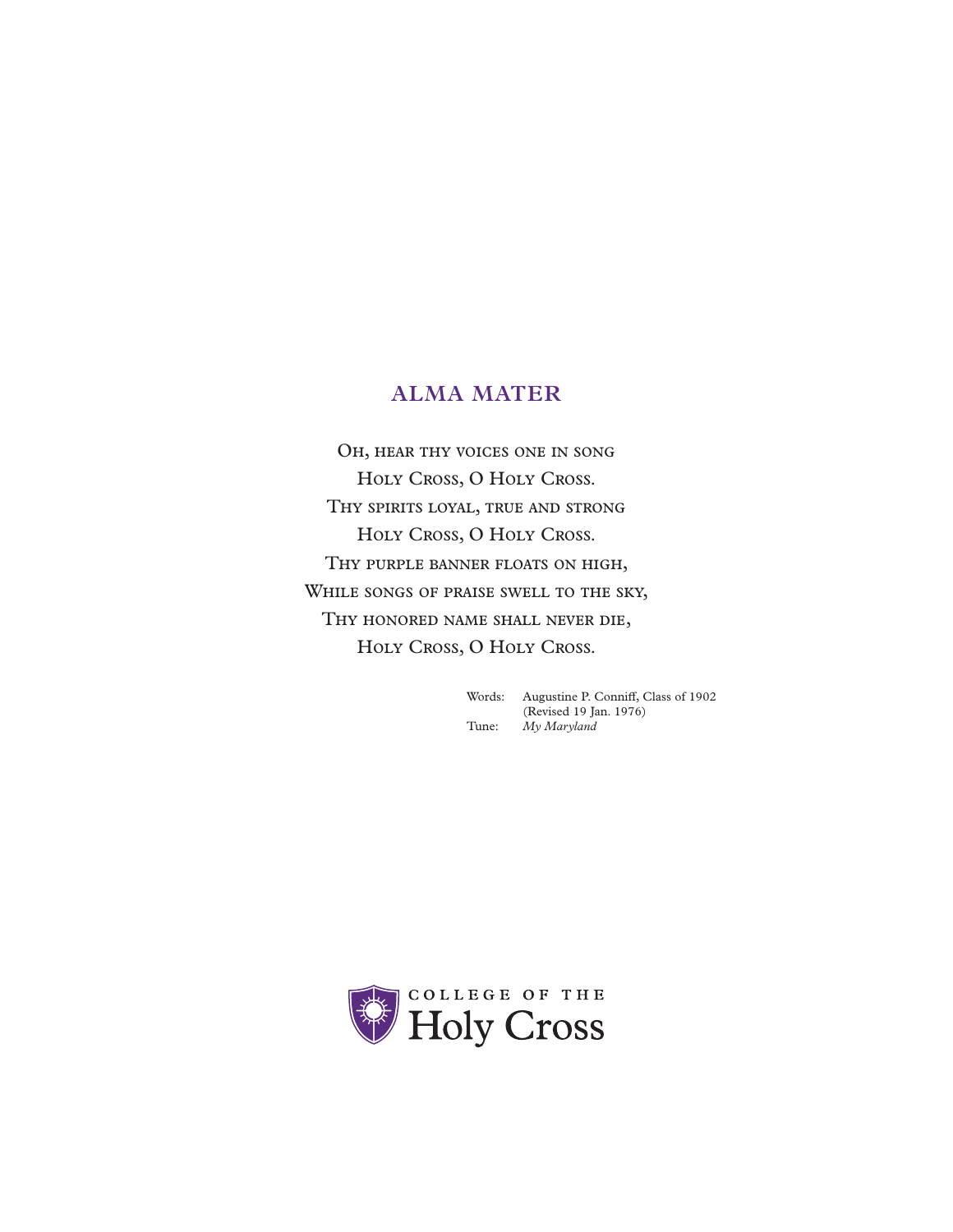## ALMA MATER

Oh, hear thy voices one in song
Holy Cross, O Holy Cross.
Thy spirits loyal, true and strong
Holy Cross, O Holy Cross.
Thy purple banner floats on high,
While songs of praise swell to the sky,
Thy honored name shall never die,
Holy Cross, O Holy Cross.

Words: Augustine P. Conniff, Class of 1902
(Revised 19 Jan. 1976)
Tune: *My Maryland*

COLLEGE OF THE
Holy Cross